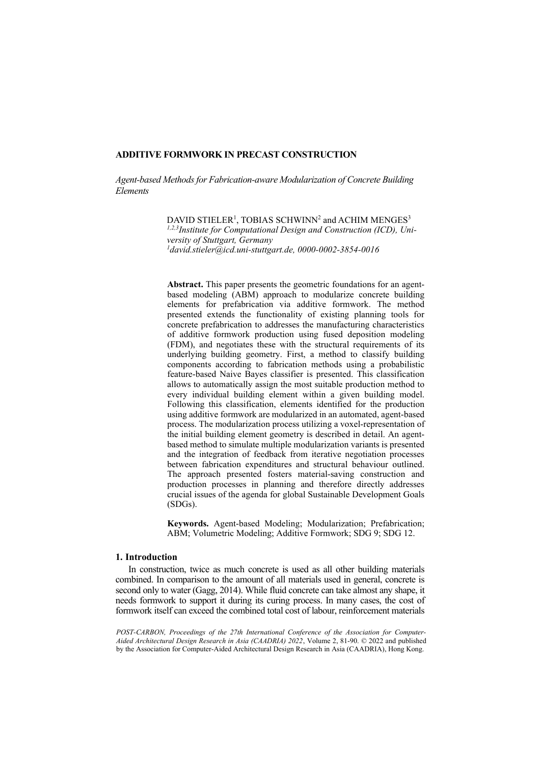# ADDITIVE FORMWORK IN PRECAST CONSTRUCTION

*Agent-based Methods for Fabrication-aware Modularization of Concrete Building Elements*

DAVID STIELER[1], TOBIAS SCHWINN[2] and ACHIM MENGES[3]
[1,2,3]*Institute for Computational Design and Construction (ICD), University of Stuttgart, Germany*
[1]*david.stieler@icd.uni-stuttgart.de, 0000-0002-3854-0016*

**Abstract.** This paper presents the geometric foundations for an agent-based modeling (ABM) approach to modularize concrete building elements for prefabrication via additive formwork. The method presented extends the functionality of existing planning tools for concrete prefabrication to addresses the manufacturing characteristics of additive formwork production using fused deposition modeling (FDM), and negotiates these with the structural requirements of its underlying building geometry. First, a method to classify building components according to fabrication methods using a probabilistic feature-based Naive Bayes classifier is presented. This classification allows to automatically assign the most suitable production method to every individual building element within a given building model. Following this classification, elements identified for the production using additive formwork are modularized in an automated, agent-based process. The modularization process utilizing a voxel-representation of the initial building element geometry is described in detail. An agent-based method to simulate multiple modularization variants is presented and the integration of feedback from iterative negotiation processes between fabrication expenditures and structural behaviour outlined. The approach presented fosters material-saving construction and production processes in planning and therefore directly addresses crucial issues of the agenda for global Sustainable Development Goals (SDGs).

**Keywords.** Agent-based Modeling; Modularization; Prefabrication; ABM; Volumetric Modeling; Additive Formwork; SDG 9; SDG 12.

## 1. Introduction

In construction, twice as much concrete is used as all other building materials combined. In comparison to the amount of all materials used in general, concrete is second only to water (Gagg, 2014). While fluid concrete can take almost any shape, it needs formwork to support it during its curing process. In many cases, the cost of formwork itself can exceed the combined total cost of labour, reinforcement materials

*POST-CARBON, Proceedings of the 27th International Conference of the Association for Computer-Aided Architectural Design Research in Asia (CAADRIA) 2022*, Volume 2, 81-90. © 2022 and published by the Association for Computer-Aided Architectural Design Research in Asia (CAADRIA), Hong Kong.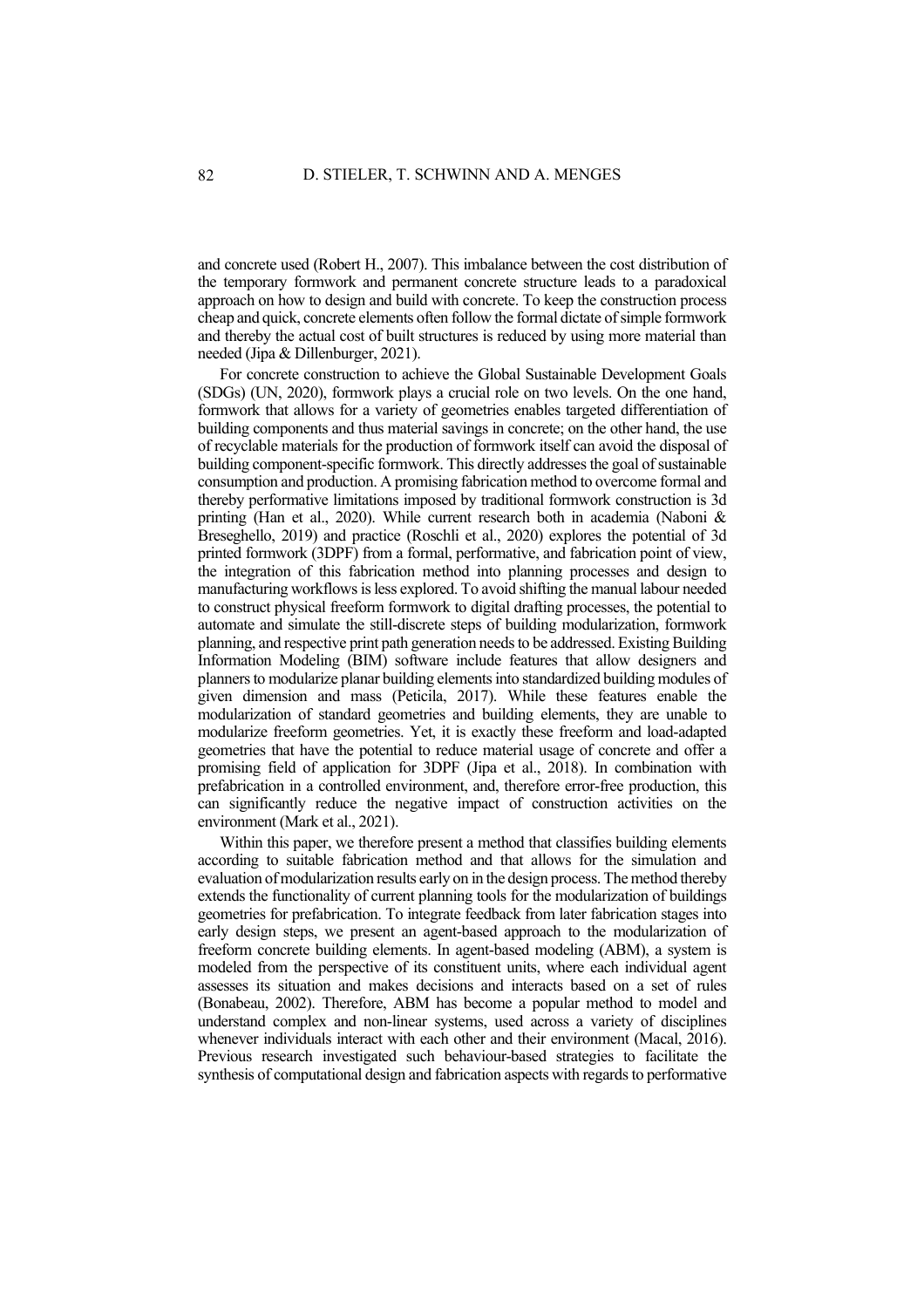and concrete used (Robert H., 2007). This imbalance between the cost distribution of the temporary formwork and permanent concrete structure leads to a paradoxical approach on how to design and build with concrete. To keep the construction process cheap and quick, concrete elements often follow the formal dictate of simple formwork and thereby the actual cost of built structures is reduced by using more material than needed (Jipa & Dillenburger, 2021).

For concrete construction to achieve the Global Sustainable Development Goals (SDGs) (UN, 2020), formwork plays a crucial role on two levels. On the one hand, formwork that allows for a variety of geometries enables targeted differentiation of building components and thus material savings in concrete; on the other hand, the use of recyclable materials for the production of formwork itself can avoid the disposal of building component-specific formwork. This directly addresses the goal of sustainable consumption and production. A promising fabrication method to overcome formal and thereby performative limitations imposed by traditional formwork construction is 3d printing (Han et al., 2020). While current research both in academia (Naboni & Breseghello, 2019) and practice (Roschli et al., 2020) explores the potential of 3d printed formwork (3DPF) from a formal, performative, and fabrication point of view, the integration of this fabrication method into planning processes and design to manufacturing workflows is less explored. To avoid shifting the manual labour needed to construct physical freeform formwork to digital drafting processes, the potential to automate and simulate the still-discrete steps of building modularization, formwork planning, and respective print path generation needs to be addressed. Existing Building Information Modeling (BIM) software include features that allow designers and planners to modularize planar building elements into standardized building modules of given dimension and mass (Peticila, 2017). While these features enable the modularization of standard geometries and building elements, they are unable to modularize freeform geometries. Yet, it is exactly these freeform and load-adapted geometries that have the potential to reduce material usage of concrete and offer a promising field of application for 3DPF (Jipa et al., 2018). In combination with prefabrication in a controlled environment, and, therefore error-free production, this can significantly reduce the negative impact of construction activities on the environment (Mark et al., 2021).

Within this paper, we therefore present a method that classifies building elements according to suitable fabrication method and that allows for the simulation and evaluation of modularization results early on in the design process. The method thereby extends the functionality of current planning tools for the modularization of buildings geometries for prefabrication. To integrate feedback from later fabrication stages into early design steps, we present an agent-based approach to the modularization of freeform concrete building elements. In agent-based modeling (ABM), a system is modeled from the perspective of its constituent units, where each individual agent assesses its situation and makes decisions and interacts based on a set of rules (Bonabeau, 2002). Therefore, ABM has become a popular method to model and understand complex and non-linear systems, used across a variety of disciplines whenever individuals interact with each other and their environment (Macal, 2016). Previous research investigated such behaviour-based strategies to facilitate the synthesis of computational design and fabrication aspects with regards to performative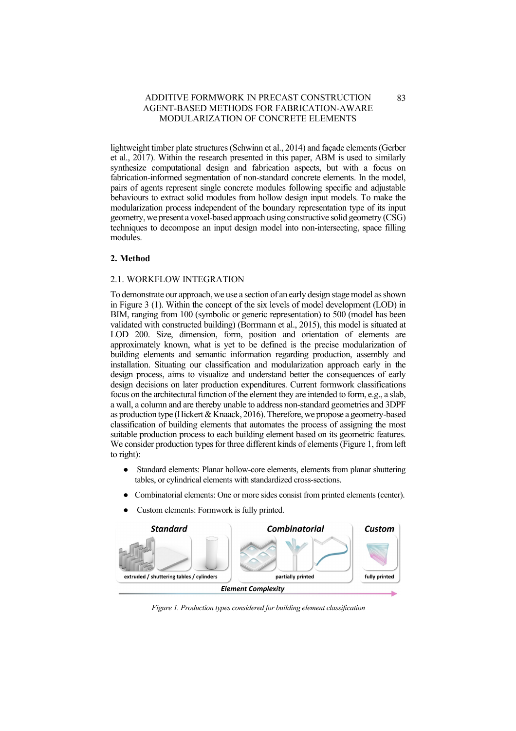lightweight timber plate structures (Schwinn et al., 2014) and façade elements (Gerber et al., 2017). Within the research presented in this paper, ABM is used to similarly synthesize computational design and fabrication aspects, but with a focus on fabrication-informed segmentation of non-standard concrete elements. In the model, pairs of agents represent single concrete modules following specific and adjustable behaviours to extract solid modules from hollow design input models. To make the modularization process independent of the boundary representation type of its input geometry, we present a voxel-based approach using constructive solid geometry (CSG) techniques to decompose an input design model into non-intersecting, space filling modules.

## 2. Method

### 2.1. WORKFLOW INTEGRATION

To demonstrate our approach, we use a section of an early design stage model as shown in Figure 3 (1). Within the concept of the six levels of model development (LOD) in BIM, ranging from 100 (symbolic or generic representation) to 500 (model has been validated with constructed building) (Borrmann et al., 2015), this model is situated at LOD 200. Size, dimension, form, position and orientation of elements are approximately known, what is yet to be defined is the precise modularization of building elements and semantic information regarding production, assembly and installation. Situating our classification and modularization approach early in the design process, aims to visualize and understand better the consequences of early design decisions on later production expenditures. Current formwork classifications focus on the architectural function of the element they are intended to form, e.g., a slab, a wall, a column and are thereby unable to address non-standard geometries and 3DPF as production type (Hickert & Knaack, 2016). Therefore, we propose a geometry-based classification of building elements that automates the process of assigning the most suitable production process to each building element based on its geometric features. We consider production types for three different kinds of elements (Figure 1, from left to right):

- Standard elements: Planar hollow-core elements, elements from planar shuttering tables, or cylindrical elements with standardized cross-sections.
- Combinatorial elements: One or more sides consist from printed elements (center).
- Custom elements: Formwork is fully printed.

*Figure 1. Production types considered for building element classification*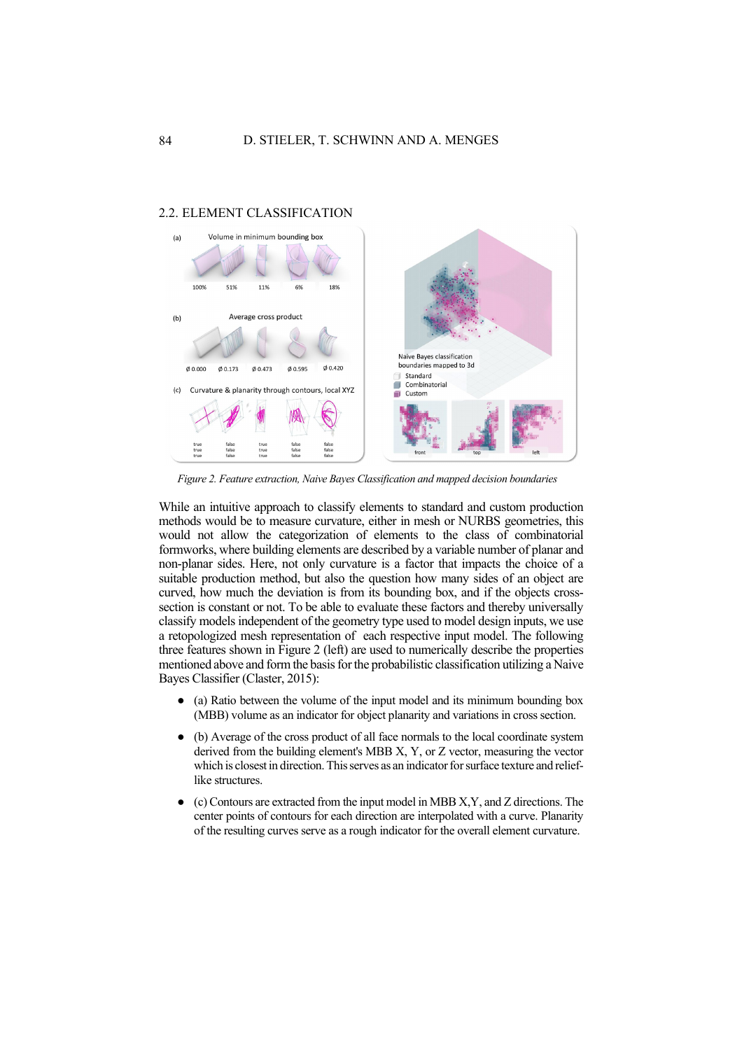## 2.2. ELEMENT CLASSIFICATION

*Figure 2. Feature extraction, Naive Bayes Classification and mapped decision boundaries*

While an intuitive approach to classify elements to standard and custom production methods would be to measure curvature, either in mesh or NURBS geometries, this would not allow the categorization of elements to the class of combinatorial formworks, where building elements are described by a variable number of planar and non-planar sides. Here, not only curvature is a factor that impacts the choice of a suitable production method, but also the question how many sides of an object are curved, how much the deviation is from its bounding box, and if the objects cross-section is constant or not. To be able to evaluate these factors and thereby universally classify models independent of the geometry type used to model design inputs, we use a retopologized mesh representation of each respective input model. The following three features shown in Figure 2 (left) are used to numerically describe the properties mentioned above and form the basis for the probabilistic classification utilizing a Naive Bayes Classifier (Claster, 2015):

- (a) Ratio between the volume of the input model and its minimum bounding box (MBB) volume as an indicator for object planarity and variations in cross section.
- (b) Average of the cross product of all face normals to the local coordinate system derived from the building element's MBB X, Y, or Z vector, measuring the vector which is closest in direction. This serves as an indicator for surface texture and relief-like structures.
- (c) Contours are extracted from the input model in MBB X,Y, and Z directions. The center points of contours for each direction are interpolated with a curve. Planarity of the resulting curves serve as a rough indicator for the overall element curvature.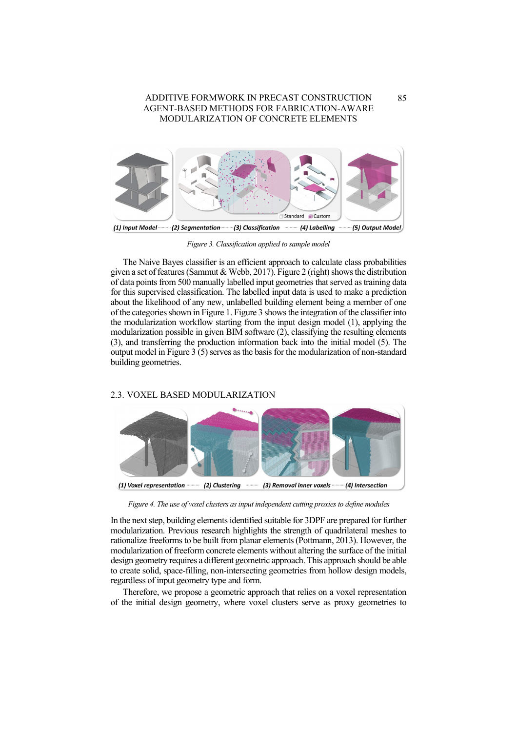*Figure 3. Classification applied to sample model*

The Naive Bayes classifier is an efficient approach to calculate class probabilities given a set of features (Sammut & Webb, 2017). Figure 2 (right) shows the distribution of data points from 500 manually labelled input geometries that served as training data for this supervised classification. The labelled input data is used to make a prediction about the likelihood of any new, unlabelled building element being a member of one of the categories shown in Figure 1. Figure 3 shows the integration of the classifier into the modularization workflow starting from the input design model (1), applying the modularization possible in given BIM software (2), classifying the resulting elements (3), and transferring the production information back into the initial model (5). The output model in Figure 3 (5) serves as the basis for the modularization of non-standard building geometries.

## 2.3. VOXEL BASED MODULARIZATION

*Figure 4. The use of voxel clusters as input independent cutting proxies to define modules*

In the next step, building elements identified suitable for 3DPF are prepared for further modularization. Previous research highlights the strength of quadrilateral meshes to rationalize freeforms to be built from planar elements (Pottmann, 2013). However, the modularization of freeform concrete elements without altering the surface of the initial design geometry requires a different geometric approach. This approach should be able to create solid, space-filling, non-intersecting geometries from hollow design models, regardless of input geometry type and form.

Therefore, we propose a geometric approach that relies on a voxel representation of the initial design geometry, where voxel clusters serve as proxy geometries to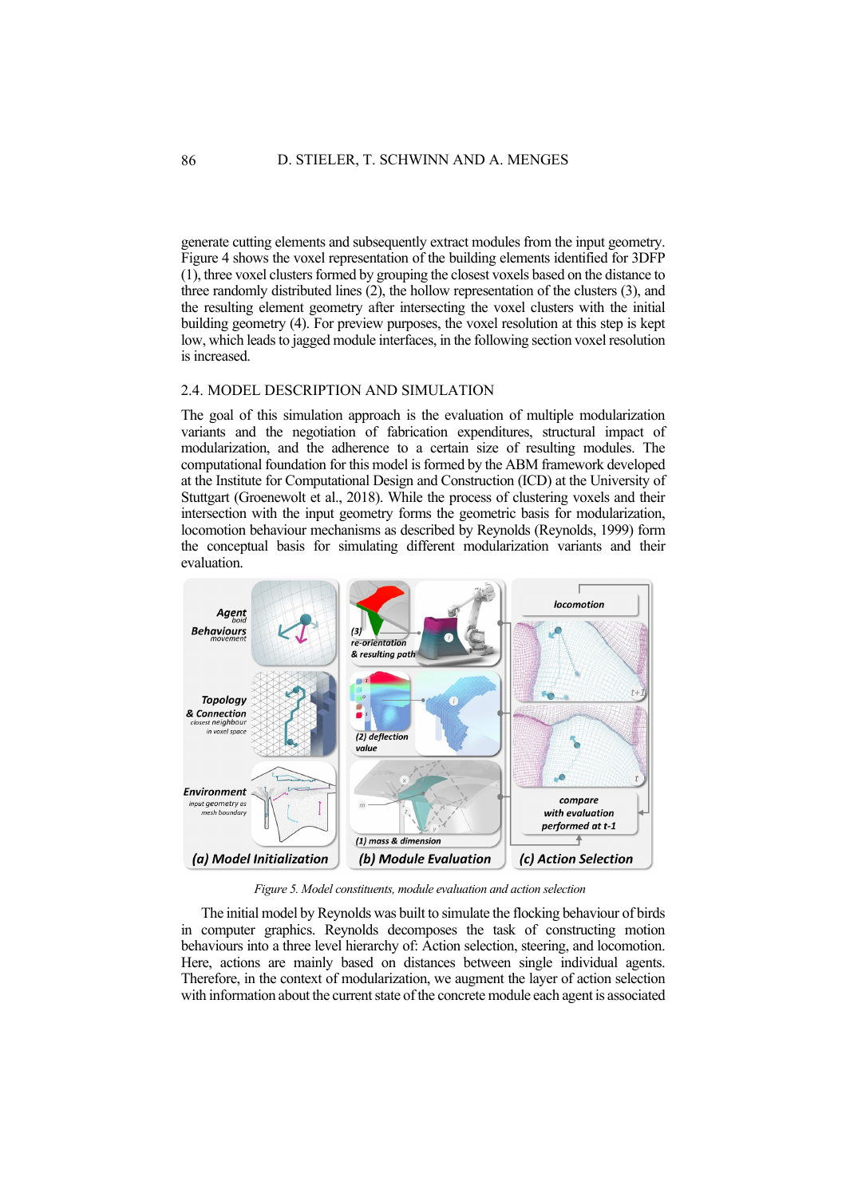generate cutting elements and subsequently extract modules from the input geometry. Figure 4 shows the voxel representation of the building elements identified for 3DFP (1), three voxel clusters formed by grouping the closest voxels based on the distance to three randomly distributed lines (2), the hollow representation of the clusters (3), and the resulting element geometry after intersecting the voxel clusters with the initial building geometry (4). For preview purposes, the voxel resolution at this step is kept low, which leads to jagged module interfaces, in the following section voxel resolution is increased.

## 2.4. MODEL DESCRIPTION AND SIMULATION

The goal of this simulation approach is the evaluation of multiple modularization variants and the negotiation of fabrication expenditures, structural impact of modularization, and the adherence to a certain size of resulting modules. The computational foundation for this model is formed by the ABM framework developed at the Institute for Computational Design and Construction (ICD) at the University of Stuttgart (Groenewolt et al., 2018). While the process of clustering voxels and their intersection with the input geometry forms the geometric basis for modularization, locomotion behaviour mechanisms as described by Reynolds (Reynolds, 1999) form the conceptual basis for simulating different modularization variants and their evaluation.

*Figure 5. Model constituents, module evaluation and action selection*

The initial model by Reynolds was built to simulate the flocking behaviour of birds in computer graphics. Reynolds decomposes the task of constructing motion behaviours into a three level hierarchy of: Action selection, steering, and locomotion. Here, actions are mainly based on distances between single individual agents. Therefore, in the context of modularization, we augment the layer of action selection with information about the current state of the concrete module each agent is associated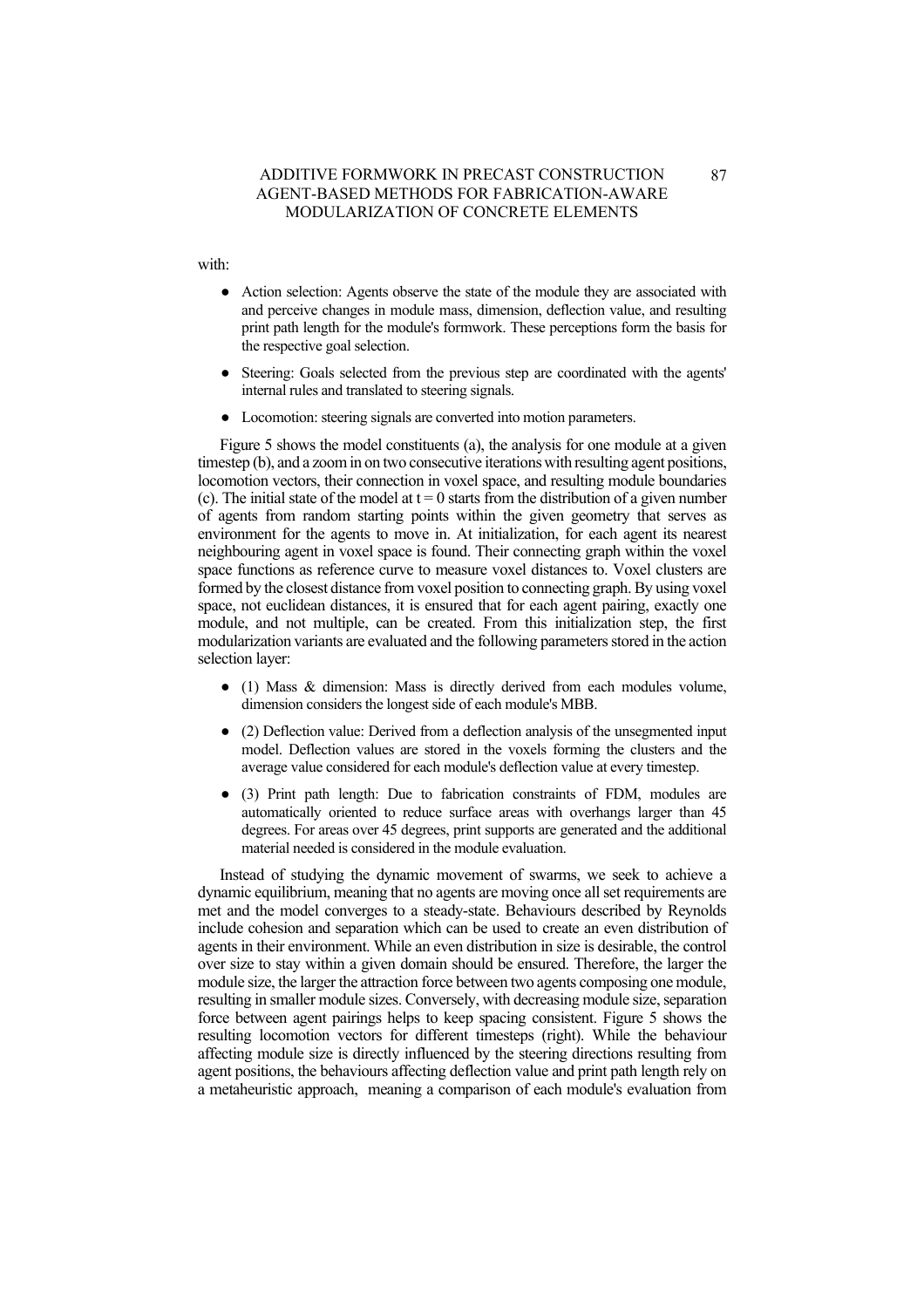with:

- Action selection: Agents observe the state of the module they are associated with and perceive changes in module mass, dimension, deflection value, and resulting print path length for the module's formwork. These perceptions form the basis for the respective goal selection.
- Steering: Goals selected from the previous step are coordinated with the agents' internal rules and translated to steering signals.
- Locomotion: steering signals are converted into motion parameters.

Figure 5 shows the model constituents (a), the analysis for one module at a given timestep (b), and a zoom in on two consecutive iterations with resulting agent positions, locomotion vectors, their connection in voxel space, and resulting module boundaries (c). The initial state of the model at $t = 0$ starts from the distribution of a given number of agents from random starting points within the given geometry that serves as environment for the agents to move in. At initialization, for each agent its nearest neighbouring agent in voxel space is found. Their connecting graph within the voxel space functions as reference curve to measure voxel distances to. Voxel clusters are formed by the closest distance from voxel position to connecting graph. By using voxel space, not euclidean distances, it is ensured that for each agent pairing, exactly one module, and not multiple, can be created. From this initialization step, the first modularization variants are evaluated and the following parameters stored in the action selection layer:

- (1) Mass & dimension: Mass is directly derived from each modules volume, dimension considers the longest side of each module's MBB.
- (2) Deflection value: Derived from a deflection analysis of the unsegmented input model. Deflection values are stored in the voxels forming the clusters and the average value considered for each module's deflection value at every timestep.
- (3) Print path length: Due to fabrication constraints of FDM, modules are automatically oriented to reduce surface areas with overhangs larger than 45 degrees. For areas over 45 degrees, print supports are generated and the additional material needed is considered in the module evaluation.

Instead of studying the dynamic movement of swarms, we seek to achieve a dynamic equilibrium, meaning that no agents are moving once all set requirements are met and the model converges to a steady-state. Behaviours described by Reynolds include cohesion and separation which can be used to create an even distribution of agents in their environment. While an even distribution in size is desirable, the control over size to stay within a given domain should be ensured. Therefore, the larger the module size, the larger the attraction force between two agents composing one module, resulting in smaller module sizes. Conversely, with decreasing module size, separation force between agent pairings helps to keep spacing consistent. Figure 5 shows the resulting locomotion vectors for different timesteps (right). While the behaviour affecting module size is directly influenced by the steering directions resulting from agent positions, the behaviours affecting deflection value and print path length rely on a metaheuristic approach, meaning a comparison of each module's evaluation from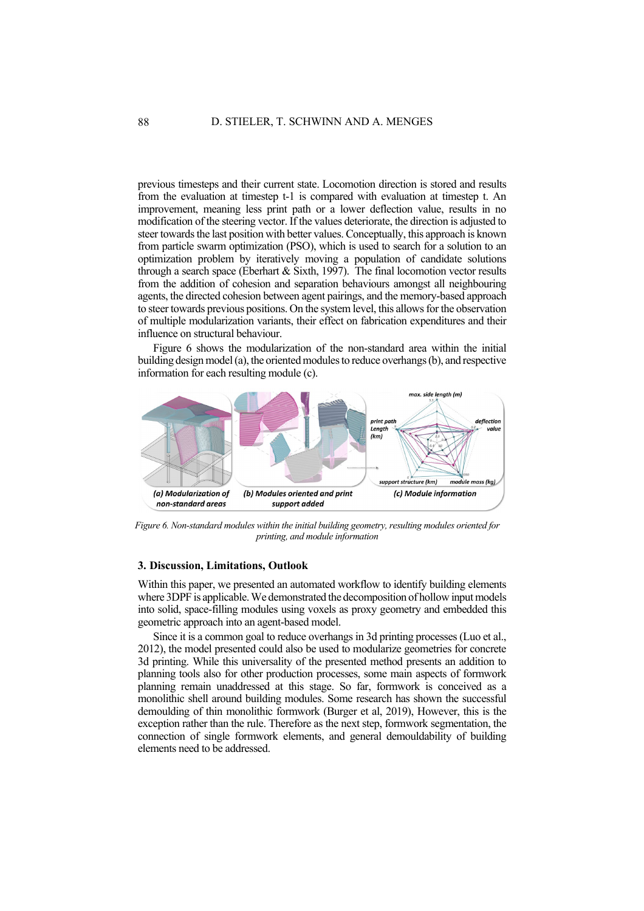previous timesteps and their current state. Locomotion direction is stored and results from the evaluation at timestep t-1 is compared with evaluation at timestep t. An improvement, meaning less print path or a lower deflection value, results in no modification of the steering vector. If the values deteriorate, the direction is adjusted to steer towards the last position with better values. Conceptually, this approach is known from particle swarm optimization (PSO), which is used to search for a solution to an optimization problem by iteratively moving a population of candidate solutions through a search space (Eberhart & Sixth, 1997). The final locomotion vector results from the addition of cohesion and separation behaviours amongst all neighbouring agents, the directed cohesion between agent pairings, and the memory-based approach to steer towards previous positions. On the system level, this allows for the observation of multiple modularization variants, their effect on fabrication expenditures and their influence on structural behaviour.

Figure 6 shows the modularization of the non-standard area within the initial building design model (a), the oriented modules to reduce overhangs (b), and respective information for each resulting module (c).

*Figure 6. Non-standard modules within the initial building geometry, resulting modules oriented for printing, and module information*

## 3. Discussion, Limitations, Outlook

Within this paper, we presented an automated workflow to identify building elements where 3DPF is applicable. We demonstrated the decomposition of hollow input models into solid, space-filling modules using voxels as proxy geometry and embedded this geometric approach into an agent-based model.

Since it is a common goal to reduce overhangs in 3d printing processes (Luo et al., 2012), the model presented could also be used to modularize geometries for concrete 3d printing. While this universality of the presented method presents an addition to planning tools also for other production processes, some main aspects of formwork planning remain unaddressed at this stage. So far, formwork is conceived as a monolithic shell around building modules. Some research has shown the successful demoulding of thin monolithic formwork (Burger et al, 2019), However, this is the exception rather than the rule. Therefore as the next step, formwork segmentation, the connection of single formwork elements, and general demouldability of building elements need to be addressed.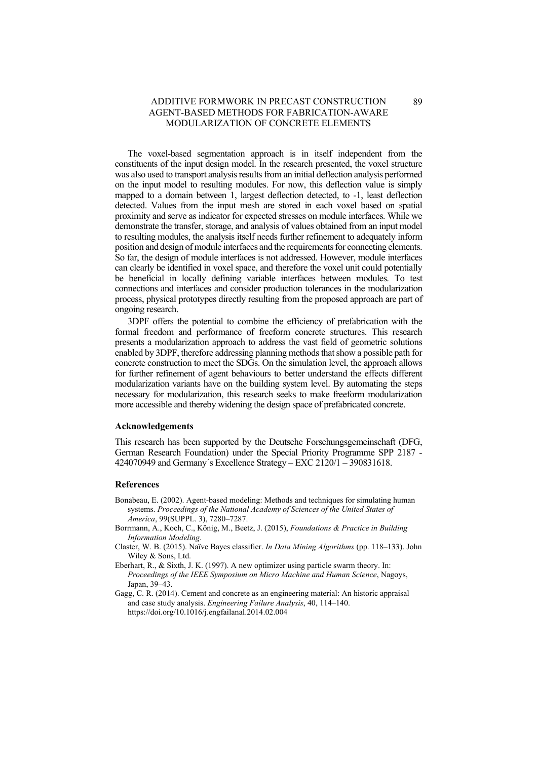The voxel-based segmentation approach is in itself independent from the constituents of the input design model. In the research presented, the voxel structure was also used to transport analysis results from an initial deflection analysis performed on the input model to resulting modules. For now, this deflection value is simply mapped to a domain between 1, largest deflection detected, to -1, least deflection detected. Values from the input mesh are stored in each voxel based on spatial proximity and serve as indicator for expected stresses on module interfaces. While we demonstrate the transfer, storage, and analysis of values obtained from an input model to resulting modules, the analysis itself needs further refinement to adequately inform position and design of module interfaces and the requirements for connecting elements. So far, the design of module interfaces is not addressed. However, module interfaces can clearly be identified in voxel space, and therefore the voxel unit could potentially be beneficial in locally defining variable interfaces between modules. To test connections and interfaces and consider production tolerances in the modularization process, physical prototypes directly resulting from the proposed approach are part of ongoing research.

3DPF offers the potential to combine the efficiency of prefabrication with the formal freedom and performance of freeform concrete structures. This research presents a modularization approach to address the vast field of geometric solutions enabled by 3DPF, therefore addressing planning methods that show a possible path for concrete construction to meet the SDGs. On the simulation level, the approach allows for further refinement of agent behaviours to better understand the effects different modularization variants have on the building system level. By automating the steps necessary for modularization, this research seeks to make freeform modularization more accessible and thereby widening the design space of prefabricated concrete.

### Acknowledgements

This research has been supported by the Deutsche Forschungsgemeinschaft (DFG, German Research Foundation) under the Special Priority Programme SPP 2187 - 424070949 and Germany´s Excellence Strategy – EXC 2120/1 – 390831618.

### References

Bonabeau, E. (2002). Agent-based modeling: Methods and techniques for simulating human systems. *Proceedings of the National Academy of Sciences of the United States of America*, 99(SUPPL. 3), 7280–7287.

Borrmann, A., Koch, C., König, M., Beetz, J. (2015), *Foundations & Practice in Building Information Modeling*.

Claster, W. B. (2015). Naïve Bayes classifier. *In Data Mining Algorithms* (pp. 118–133). John Wiley & Sons, Ltd.

Eberhart, R., & Sixth, J. K. (1997). A new optimizer using particle swarm theory. In: *Proceedings of the IEEE Symposium on Micro Machine and Human Science*, Nagoys, Japan, 39–43.

Gagg, C. R. (2014). Cement and concrete as an engineering material: An historic appraisal and case study analysis. *Engineering Failure Analysis*, 40, 114–140. https://doi.org/10.1016/j.engfailanal.2014.02.004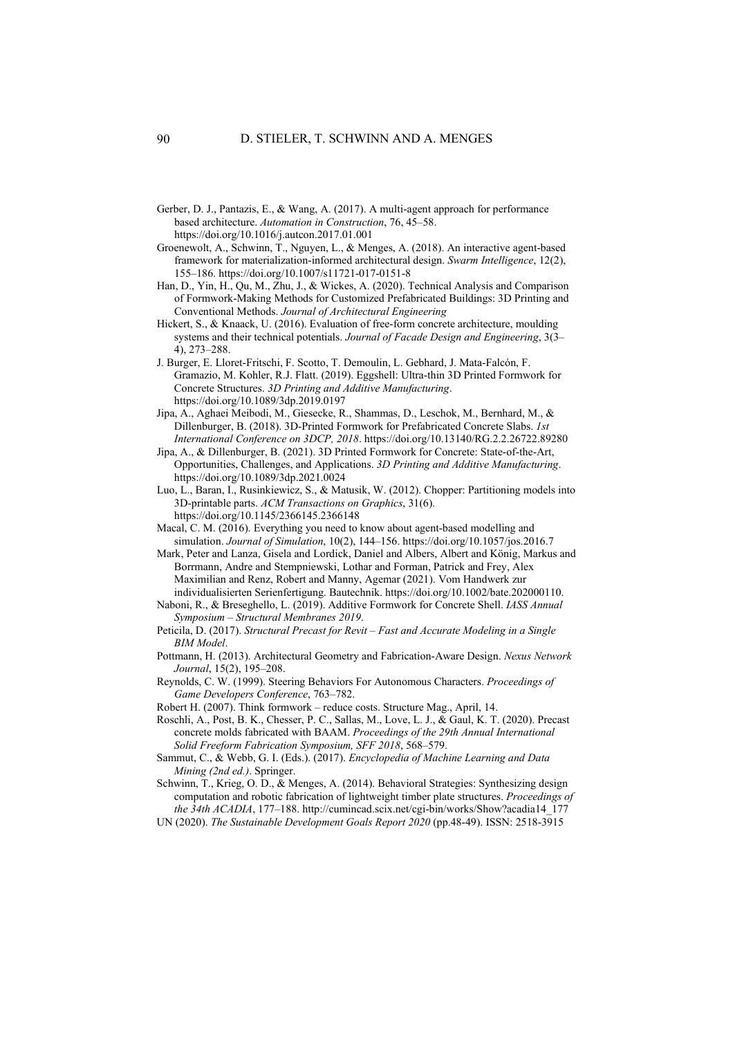Gerber, D. J., Pantazis, E., & Wang, A. (2017). A multi-agent approach for performance based architecture. *Automation in Construction*, 76, 45–58. https://doi.org/10.1016/j.autcon.2017.01.001

Groenewolt, A., Schwinn, T., Nguyen, L., & Menges, A. (2018). An interactive agent-based framework for materialization-informed architectural design. *Swarm Intelligence*, 12(2), 155–186. https://doi.org/10.1007/s11721-017-0151-8

Han, D., Yin, H., Qu, M., Zhu, J., & Wickes, A. (2020). Technical Analysis and Comparison of Formwork-Making Methods for Customized Prefabricated Buildings: 3D Printing and Conventional Methods. *Journal of Architectural Engineering*

Hickert, S., & Knaack, U. (2016). Evaluation of free-form concrete architecture, moulding systems and their technical potentials. *Journal of Facade Design and Engineering*, 3(3–4), 273–288.

J. Burger, E. Lloret-Fritschi, F. Scotto, T. Demoulin, L. Gebhard, J. Mata-Falcón, F. Gramazio, M. Kohler, R.J. Flatt. (2019). Eggshell: Ultra-thin 3D Printed Formwork for Concrete Structures. *3D Printing and Additive Manufacturing*. https://doi.org/10.1089/3dp.2019.0197

Jipa, A., Aghaei Meibodi, M., Giesecke, R., Shammas, D., Leschok, M., Bernhard, M., & Dillenburger, B. (2018). 3D-Printed Formwork for Prefabricated Concrete Slabs. *1st International Conference on 3DCP, 2018*. https://doi.org/10.13140/RG.2.2.26722.89280

Jipa, A., & Dillenburger, B. (2021). 3D Printed Formwork for Concrete: State-of-the-Art, Opportunities, Challenges, and Applications. *3D Printing and Additive Manufacturing*. https://doi.org/10.1089/3dp.2021.0024

Luo, L., Baran, I., Rusinkiewicz, S., & Matusik, W. (2012). Chopper: Partitioning models into 3D-printable parts. *ACM Transactions on Graphics*, 31(6). https://doi.org/10.1145/2366145.2366148

Macal, C. M. (2016). Everything you need to know about agent-based modelling and simulation. *Journal of Simulation*, 10(2), 144–156. https://doi.org/10.1057/jos.2016.7

Mark, Peter and Lanza, Gisela and Lordick, Daniel and Albers, Albert and König, Markus and Borrmann, Andre and Stempniewski, Lothar and Forman, Patrick and Frey, Alex Maximilian and Renz, Robert and Manny, Agemar (2021). Vom Handwerk zur individualisierten Serienfertigung. Bautechnik. https://doi.org/10.1002/bate.202000110.

Naboni, R., & Breseghello, L. (2019). Additive Formwork for Concrete Shell. *IASS Annual Symposium – Structural Membranes 2019*.

Peticila, D. (2017). *Structural Precast for Revit – Fast and Accurate Modeling in a Single BIM Model*.

Pottmann, H. (2013). Architectural Geometry and Fabrication-Aware Design. *Nexus Network Journal*, 15(2), 195–208.

Reynolds, C. W. (1999). Steering Behaviors For Autonomous Characters. *Proceedings of Game Developers Conference*, 763–782.

Robert H. (2007). Think formwork – reduce costs. Structure Mag., April, 14.

Roschli, A., Post, B. K., Chesser, P. C., Sallas, M., Love, L. J., & Gaul, K. T. (2020). Precast concrete molds fabricated with BAAM. *Proceedings of the 29th Annual International Solid Freeform Fabrication Symposium, SFF 2018*, 568–579.

Sammut, C., & Webb, G. I. (Eds.). (2017). *Encyclopedia of Machine Learning and Data Mining (2nd ed.)*. Springer.

Schwinn, T., Krieg, O. D., & Menges, A. (2014). Behavioral Strategies: Synthesizing design computation and robotic fabrication of lightweight timber plate structures. *Proceedings of the 34th ACADIA*, 177–188. http://cumincad.scix.net/cgi-bin/works/Show?acadia14_177

UN (2020). *The Sustainable Development Goals Report 2020* (pp.48-49). ISSN: 2518-3915